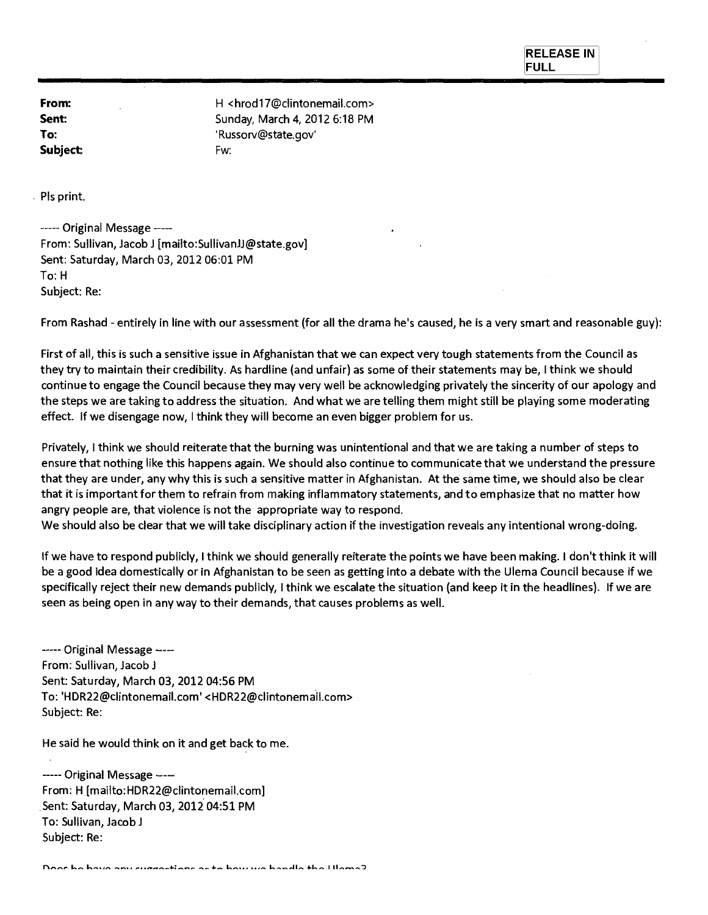**RELEASE IN FULL**

| | |
|---|---|
| **From:** | H <hrod17@clintonemail.com> |
| **Sent:** | Sunday, March 4, 2012 6:18 PM |
| **To:** | 'Russorv@state.gov' |
| **Subject:** | Fw: |

Pls print.

----- Original Message -----
From: Sullivan, Jacob J [mailto:SullivanJJ@state.gov]
Sent: Saturday, March 03, 2012 06:01 PM
To: H
Subject: Re:

From Rashad - entirely in line with our assessment (for all the drama he's caused, he is a very smart and reasonable guy):

First of all, this is such a sensitive issue in Afghanistan that we can expect very tough statements from the Council as they try to maintain their credibility. As hardline (and unfair) as some of their statements may be, I think we should continue to engage the Council because they may very well be acknowledging privately the sincerity of our apology and the steps we are taking to address the situation. And what we are telling them might still be playing some moderating effect. If we disengage now, I think they will become an even bigger problem for us.

Privately, I think we should reiterate that the burning was unintentional and that we are taking a number of steps to ensure that nothing like this happens again. We should also continue to communicate that we understand the pressure that they are under, any why this is such a sensitive matter in Afghanistan. At the same time, we should also be clear that it is important for them to refrain from making inflammatory statements, and to emphasize that no matter how angry people are, that violence is not the appropriate way to respond.
We should also be clear that we will take disciplinary action if the investigation reveals any intentional wrong-doing.

If we have to respond publicly, I think we should generally reiterate the points we have been making. I don't think it will be a good idea domestically or in Afghanistan to be seen as getting into a debate with the Ulema Council because if we specifically reject their new demands publicly, I think we escalate the situation (and keep it in the headlines). If we are seen as being open in any way to their demands, that causes problems as well.

----- Original Message -----
From: Sullivan, Jacob J
Sent: Saturday, March 03, 2012 04:56 PM
To: 'HDR22@clintonemail.com' <HDR22@clintonemail.com>
Subject: Re:

He said he would think on it and get back to me.

----- Original Message -----
From: H [mailto:HDR22@clintonemail.com]
Sent: Saturday, March 03, 2012 04:51 PM
To: Sullivan, Jacob J
Subject: Re:

Does he have any suggestions as to how we handle the Ulema?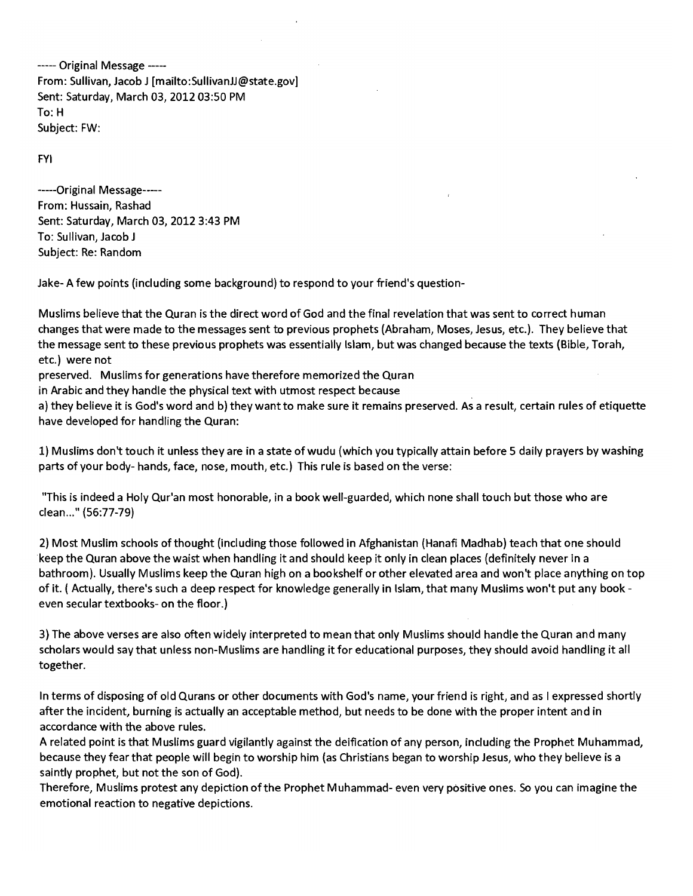----- Original Message -----
From: Sullivan, Jacob J [mailto:SullivanJJ@state.gov]
Sent: Saturday, March 03, 2012 03:50 PM
To: H
Subject: FW:

FYI

-----Original Message-----
From: Hussain, Rashad
Sent: Saturday, March 03, 2012 3:43 PM
To: Sullivan, Jacob J
Subject: Re: Random

Jake- A few points (including some background) to respond to your friend's question-

Muslims believe that the Quran is the direct word of God and the final revelation that was sent to correct human changes that were made to the messages sent to previous prophets (Abraham, Moses, Jesus, etc.). They believe that the message sent to these previous prophets was essentially Islam, but was changed because the texts (Bible, Torah, etc.) were not
preserved. Muslims for generations have therefore memorized the Quran
in Arabic and they handle the physical text with utmost respect because
a) they believe it is God's word and b) they want to make sure it remains preserved. As a result, certain rules of etiquette have developed for handling the Quran:

1) Muslims don't touch it unless they are in a state of wudu (which you typically attain before 5 daily prayers by washing parts of your body- hands, face, nose, mouth, etc.) This rule is based on the verse:

"This is indeed a Holy Qur'an most honorable, in a book well-guarded, which none shall touch but those who are clean..." (56:77-79)

2) Most Muslim schools of thought (including those followed in Afghanistan (Hanafi Madhab) teach that one should keep the Quran above the waist when handling it and should keep it only in clean places (definitely never in a bathroom). Usually Muslims keep the Quran high on a bookshelf or other elevated area and won't place anything on top of it. ( Actually, there's such a deep respect for knowledge generally in Islam, that many Muslims won't put any book - even secular textbooks- on the floor.)

3) The above verses are also often widely interpreted to mean that only Muslims should handle the Quran and many scholars would say that unless non-Muslims are handling it for educational purposes, they should avoid handling it all together.

In terms of disposing of old Qurans or other documents with God's name, your friend is right, and as I expressed shortly after the incident, burning is actually an acceptable method, but needs to be done with the proper intent and in accordance with the above rules.
A related point is that Muslims guard vigilantly against the deification of any person, including the Prophet Muhammad, because they fear that people will begin to worship him (as Christians began to worship Jesus, who they believe is a saintly prophet, but not the son of God).
Therefore, Muslims protest any depiction of the Prophet Muhammad- even very positive ones. So you can imagine the emotional reaction to negative depictions.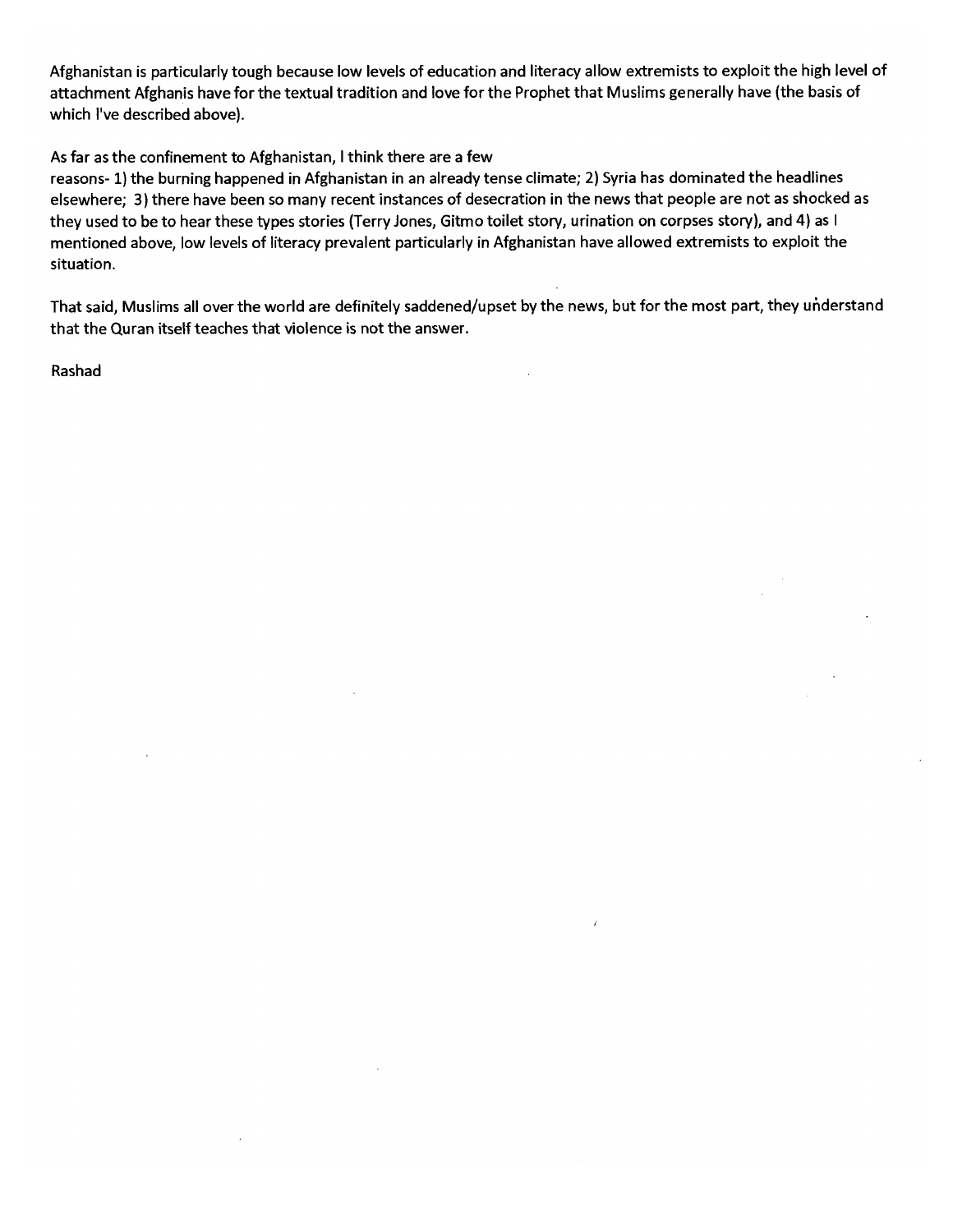Afghanistan is particularly tough because low levels of education and literacy allow extremists to exploit the high level of attachment Afghanis have for the textual tradition and love for the Prophet that Muslims generally have (the basis of which I've described above).

As far as the confinement to Afghanistan, I think there are a few reasons- 1) the burning happened in Afghanistan in an already tense climate; 2) Syria has dominated the headlines elsewhere; 3) there have been so many recent instances of desecration in the news that people are not as shocked as they used to be to hear these types stories (Terry Jones, Gitmo toilet story, urination on corpses story), and 4) as I mentioned above, low levels of literacy prevalent particularly in Afghanistan have allowed extremists to exploit the situation.

That said, Muslims all over the world are definitely saddened/upset by the news, but for the most part, they understand that the Quran itself teaches that violence is not the answer.

Rashad